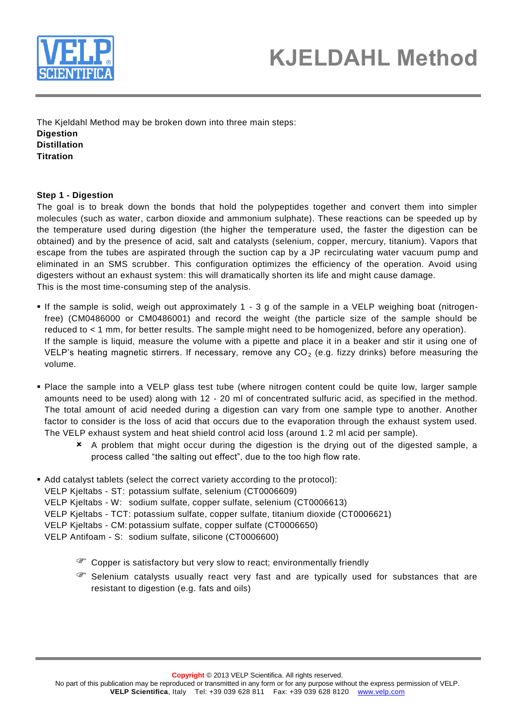# KJELDAHL Method

The Kjeldahl Method may be broken down into three main steps:
**Digestion**
**Distillation**
**Titration**

**Step 1 - Digestion**

The goal is to break down the bonds that hold the polypeptides together and convert them into simpler molecules (such as water, carbon dioxide and ammonium sulphate). These reactions can be speeded up by the temperature used during digestion (the higher the temperature used, the faster the digestion can be obtained) and by the presence of acid, salt and catalysts (selenium, copper, mercury, titanium). Vapors that escape from the tubes are aspirated through the suction cap by a JP recirculating water vacuum pump and eliminated in an SMS scrubber. This configuration optimizes the efficiency of the operation. Avoid using digesters without an exhaust system: this will dramatically shorten its life and might cause damage.
This is the most time-consuming step of the analysis.

- If the sample is solid, weigh out approximately 1 - 3 g of the sample in a VELP weighing boat (nitrogen-free) (CM0486000 or CM0486001) and record the weight (the particle size of the sample should be reduced to < 1 mm, for better results. The sample might need to be homogenized, before any operation).
  If the sample is liquid, measure the volume with a pipette and place it in a beaker and stir it using one of VELP's heating magnetic stirrers. If necessary, remove any $CO_2$ (e.g. fizzy drinks) before measuring the volume.

- Place the sample into a VELP glass test tube (where nitrogen content could be quite low, larger sample amounts need to be used) along with 12 - 20 ml of concentrated sulfuric acid, as specified in the method. The total amount of acid needed during a digestion can vary from one sample type to another. Another factor to consider is the loss of acid that occurs due to the evaporation through the exhaust system used. The VELP exhaust system and heat shield control acid loss (around 1.2 ml acid per sample).
  - ✗ A problem that might occur during the digestion is the drying out of the digested sample, a process called "the salting out effect", due to the too high flow rate.

- Add catalyst tablets (select the correct variety according to the protocol):
  VELP Kjeltabs - ST: potassium sulfate, selenium (CT0006609)
  VELP Kjeltabs - W: sodium sulfate, copper sulfate, selenium (CT0006613)
  VELP Kjeltabs - TCT: potassium sulfate, copper sulfate, titanium dioxide (CT0006621)
  VELP Kjeltabs - CM: potassium sulfate, copper sulfate (CT0006650)
  VELP Antifoam - S: sodium sulfate, silicone (CT0006600)

  - ☞ Copper is satisfactory but very slow to react; environmentally friendly
  - ☞ Selenium catalysts usually react very fast and are typically used for substances that are resistant to digestion (e.g. fats and oils)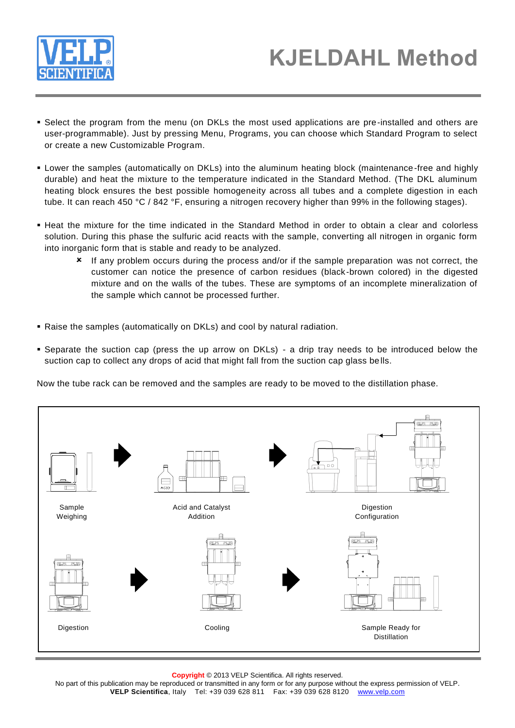- Select the program from the menu (on DKLs the most used applications are pre-installed and others are user-programmable). Just by pressing Menu, Programs, you can choose which Standard Program to select or create a new Customizable Program.

- Lower the samples (automatically on DKLs) into the aluminum heating block (maintenance-free and highly durable) and heat the mixture to the temperature indicated in the Standard Method. (The DKL aluminum heating block ensures the best possible homogeneity across all tubes and a complete digestion in each tube. It can reach 450 °C / 842 °F, ensuring a nitrogen recovery higher than 99% in the following stages).

- Heat the mixture for the time indicated in the Standard Method in order to obtain a clear and colorless solution. During this phase the sulfuric acid reacts with the sample, converting all nitrogen in organic form into inorganic form that is stable and ready to be analyzed.
  - ✘ If any problem occurs during the process and/or if the sample preparation was not correct, the customer can notice the presence of carbon residues (black-brown colored) in the digested mixture and on the walls of the tubes. These are symptoms of an incomplete mineralization of the sample which cannot be processed further.

- Raise the samples (automatically on DKLs) and cool by natural radiation.

- Separate the suction cap (press the up arrow on DKLs) - a drip tray needs to be introduced below the suction cap to collect any drops of acid that might fall from the suction cap glass bells.

Now the tube rack can be removed and the samples are ready to be moved to the distillation phase.

Sample Weighing → Acid and Catalyst Addition → Digestion Configuration

Digestion → Cooling → Sample Ready for Distillation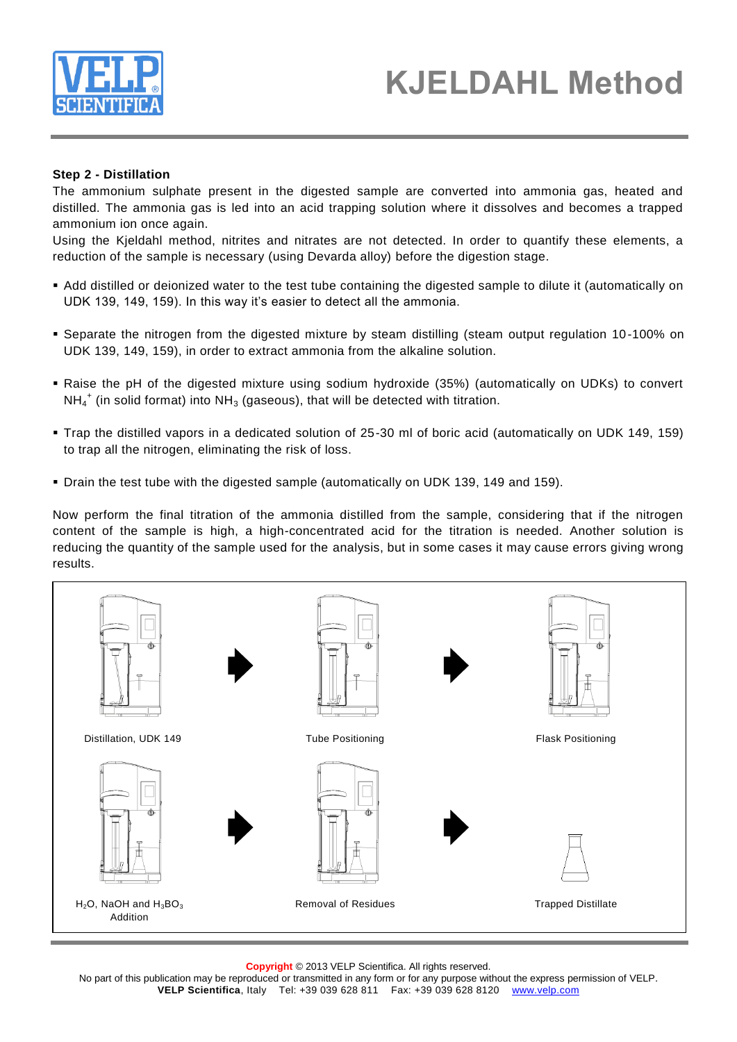**Step 2 - Distillation**

The ammonium sulphate present in the digested sample are converted into ammonia gas, heated and distilled. The ammonia gas is led into an acid trapping solution where it dissolves and becomes a trapped ammonium ion once again.

Using the Kjeldahl method, nitrites and nitrates are not detected. In order to quantify these elements, a reduction of the sample is necessary (using Devarda alloy) before the digestion stage.

- Add distilled or deionized water to the test tube containing the digested sample to dilute it (automatically on UDK 139, 149, 159). In this way it's easier to detect all the ammonia.
- Separate the nitrogen from the digested mixture by steam distilling (steam output regulation 10-100% on UDK 139, 149, 159), in order to extract ammonia from the alkaline solution.
- Raise the pH of the digested mixture using sodium hydroxide (35%) (automatically on UDKs) to convert $NH_4^+$ (in solid format) into $NH_3$ (gaseous), that will be detected with titration.
- Trap the distilled vapors in a dedicated solution of 25-30 ml of boric acid (automatically on UDK 149, 159) to trap all the nitrogen, eliminating the risk of loss.
- Drain the test tube with the digested sample (automatically on UDK 139, 149 and 159).

Now perform the final titration of the ammonia distilled from the sample, considering that if the nitrogen content of the sample is high, a high-concentrated acid for the titration is needed. Another solution is reducing the quantity of the sample used for the analysis, but in some cases it may cause errors giving wrong results.

Distillation, UDK 149 → Tube Positioning → Flask Positioning

$H_2O$, NaOH and $H_3BO_3$ Addition → Removal of Residues → Trapped Distillate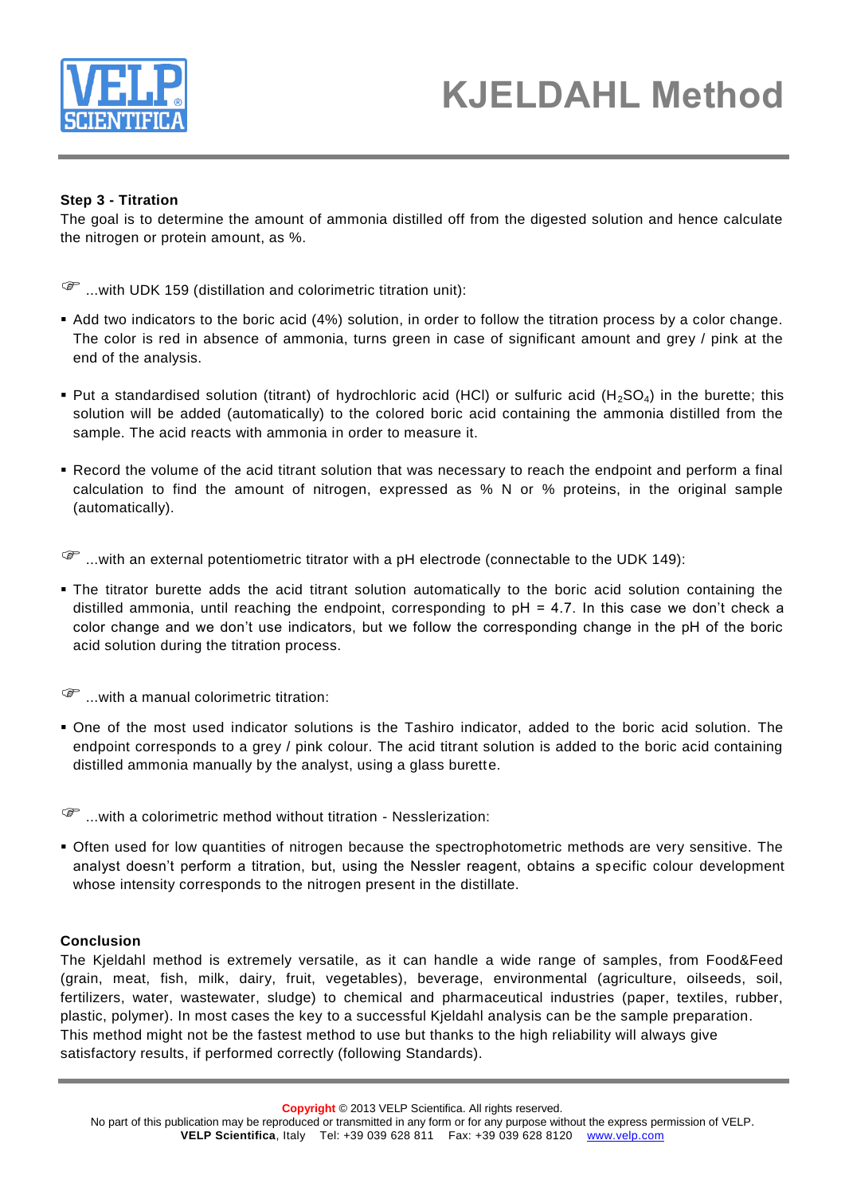# KJELDAHL Method

### Step 3 - Titration

The goal is to determine the amount of ammonia distilled off from the digested solution and hence calculate the nitrogen or protein amount, as %.

☞ ...with UDK 159 (distillation and colorimetric titration unit):

- Add two indicators to the boric acid (4%) solution, in order to follow the titration process by a color change. The color is red in absence of ammonia, turns green in case of significant amount and grey / pink at the end of the analysis.
- Put a standardised solution (titrant) of hydrochloric acid (HCl) or sulfuric acid ($H_2SO_4$) in the burette; this solution will be added (automatically) to the colored boric acid containing the ammonia distilled from the sample. The acid reacts with ammonia in order to measure it.
- Record the volume of the acid titrant solution that was necessary to reach the endpoint and perform a final calculation to find the amount of nitrogen, expressed as % N or % proteins, in the original sample (automatically).

☞ ...with an external potentiometric titrator with a pH electrode (connectable to the UDK 149):

- The titrator burette adds the acid titrant solution automatically to the boric acid solution containing the distilled ammonia, until reaching the endpoint, corresponding to pH = 4.7. In this case we don't check a color change and we don't use indicators, but we follow the corresponding change in the pH of the boric acid solution during the titration process.

☞ ...with a manual colorimetric titration:

- One of the most used indicator solutions is the Tashiro indicator, added to the boric acid solution. The endpoint corresponds to a grey / pink colour. The acid titrant solution is added to the boric acid containing distilled ammonia manually by the analyst, using a glass burette.

☞ ...with a colorimetric method without titration - Nesslerization:

- Often used for low quantities of nitrogen because the spectrophotometric methods are very sensitive. The analyst doesn't perform a titration, but, using the Nessler reagent, obtains a specific colour development whose intensity corresponds to the nitrogen present in the distillate.

### Conclusion

The Kjeldahl method is extremely versatile, as it can handle a wide range of samples, from Food&Feed (grain, meat, fish, milk, dairy, fruit, vegetables), beverage, environmental (agriculture, oilseeds, soil, fertilizers, water, wastewater, sludge) to chemical and pharmaceutical industries (paper, textiles, rubber, plastic, polymer). In most cases the key to a successful Kjeldahl analysis can be the sample preparation.
This method might not be the fastest method to use but thanks to the high reliability will always give satisfactory results, if performed correctly (following Standards).

**Copyright** © 2013 VELP Scientifica. All rights reserved.
No part of this publication may be reproduced or transmitted in any form or for any purpose without the express permission of VELP.
**VELP Scientifica**, Italy Tel: +39 039 628 811 Fax: +39 039 628 8120 www.velp.com